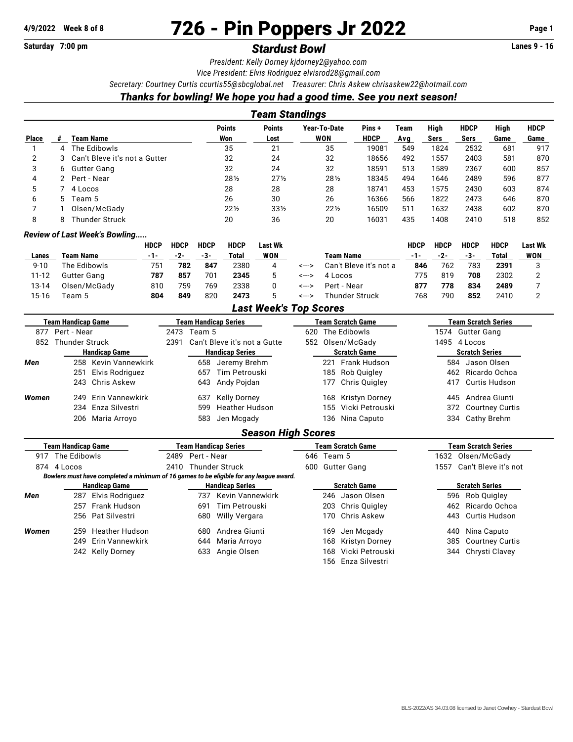4/9/2022 Week 8 of 8

# 726 - Pin Poppers Jr 2022

Saturday 7:00 pm

## *Stardust Bowl*

Lanes 9 - 16

*President: Kelly Dorney kjdorney2@yahoo.com*

*Vice President: Elvis Rodriguez elvisrod28@gmail.com*

*Secretary: Courtney Curtis ccurtis55@sbcglobal.net Treasurer: Chris Askew chrisaskew22@hotmail.com*

***Thanks for bowling! We hope you had a good time. See you next season!***

## *Team Standings*

| Place | # | Team Name | Points Won | Points Lost | Year-To-Date WON | Pins + HDCP | Team Avg | High Sers | HDCP Sers | High Game | HDCP Game |
|---|---|---|---|---|---|---|---|---|---|---|---|
| 1 | 4 | The Edibowls | 35 | 21 | 35 | 19081 | 549 | 1824 | 2532 | 681 | 917 |
| 2 | 3 | Can't Bleve it's not a Gutter | 32 | 24 | 32 | 18656 | 492 | 1557 | 2403 | 581 | 870 |
| 3 | 6 | Gutter Gang | 32 | 24 | 32 | 18591 | 513 | 1589 | 2367 | 600 | 857 |
| 4 | 2 | Pert - Near | 28½ | 27½ | 28½ | 18345 | 494 | 1646 | 2489 | 596 | 877 |
| 5 | 7 | 4 Locos | 28 | 28 | 28 | 18741 | 453 | 1575 | 2430 | 603 | 874 |
| 6 | 5 | Team 5 | 26 | 30 | 26 | 16366 | 566 | 1822 | 2473 | 646 | 870 |
| 7 | 1 | Olsen/McGady | 22½ | 33½ | 22½ | 16509 | 511 | 1632 | 2438 | 602 | 870 |
| 8 | 8 | Thunder Struck | 20 | 36 | 20 | 16031 | 435 | 1408 | 2410 | 518 | 852 |

### *Review of Last Week's Bowling.....*

| Lanes | Team Name | HDCP -1- | HDCP -2- | HDCP -3- | HDCP Total | Last Wk WON | | Team Name | HDCP -1- | HDCP -2- | HDCP -3- | HDCP Total | Last Wk WON |
|---|---|---|---|---|---|---|---|---|---|---|---|---|---|
| 9-10 | The Edibowls | 751 | **782** | **847** | 2380 | 4 | <---> | Can't Bleve it's not a | **846** | 762 | 783 | **2391** | 3 |
| 11-12 | Gutter Gang | **787** | **857** | 701 | **2345** | 5 | <---> | 4 Locos | 775 | 819 | **708** | 2302 | 2 |
| 13-14 | Olsen/McGady | 810 | 759 | 769 | 2338 | 0 | <---> | Pert - Near | **877** | **778** | **834** | **2489** | 7 |
| 15-16 | Team 5 | **804** | **849** | 820 | **2473** | 5 | <---> | Thunder Struck | 768 | 790 | **852** | 2410 | 2 |

## *Last Week's Top Scores*

| | Team Handicap Game | Team Handicap Series | Team Scratch Game | Team Scratch Series |
|---|---|---|---|---|
| | 877 Pert - Near | 2473 Team 5 | 620 The Edibowls | 1574 Gutter Gang |
| | 852 Thunder Struck | 2391 Can't Bleve it's not a Gutte | 552 Olsen/McGady | 1495 4 Locos |
| | **Handicap Game** | **Handicap Series** | **Scratch Game** | **Scratch Series** |
| *Men* | 258 Kevin Vannewkirk | 658 Jeremy Brehm | 221 Frank Hudson | 584 Jason Olsen |
| | 251 Elvis Rodriguez | 657 Tim Petrouski | 185 Rob Quigley | 462 Ricardo Ochoa |
| | 243 Chris Askew | 643 Andy Pojdan | 177 Chris Quigley | 417 Curtis Hudson |
| *Women* | 249 Erin Vannewkirk | 637 Kelly Dorney | 168 Kristyn Dorney | 445 Andrea Giunti |
| | 234 Enza Silvestri | 599 Heather Hudson | 155 Vicki Petrouski | 372 Courtney Curtis |
| | 206 Maria Arroyo | 583 Jen Mcgady | 136 Nina Caputo | 334 Cathy Brehm |

## *Season High Scores*

| | Team Handicap Game | Team Handicap Series | Team Scratch Game | Team Scratch Series |
|---|---|---|---|---|
| | 917 The Edibowls | 2489 Pert - Near | 646 Team 5 | 1632 Olsen/McGady |
| | 874 4 Locos | 2410 Thunder Struck | 600 Gutter Gang | 1557 Can't Bleve it's not |

*Bowlers must have completed a minimum of 16 games to be eligible for any league award.*

| | Handicap Game | Handicap Series | Scratch Game | Scratch Series |
|---|---|---|---|---|
| *Men* | 287 Elvis Rodriguez | 737 Kevin Vannewkirk | 246 Jason Olsen | 596 Rob Quigley |
| | 257 Frank Hudson | 691 Tim Petrouski | 203 Chris Quigley | 462 Ricardo Ochoa |
| | 256 Pat Silvestri | 680 Willy Vergara | 170 Chris Askew | 443 Curtis Hudson |
| *Women* | 259 Heather Hudson | 680 Andrea Giunti | 169 Jen Mcgady | 440 Nina Caputo |
| | 249 Erin Vannewkirk | 644 Maria Arroyo | 168 Kristyn Dorney | 385 Courtney Curtis |
| | 242 Kelly Dorney | 633 Angie Olsen | 168 Vicki Petrouski | 344 Chrysti Clavey |
| | | | 156 Enza Silvestri | |

BLS-2022/AS 34.03.08 licensed to Janet Cowhey - Stardust Bowl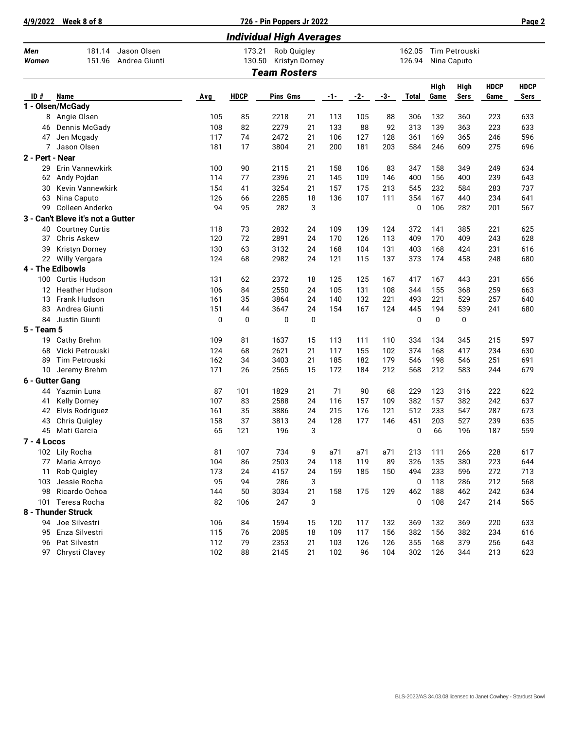## Individual High Averages

| | | | | | | |
|---|---|---|---|---|---|---|
| **Men** | 181.14 | Jason Olsen | 173.21 | Rob Quigley | 162.05 | Tim Petrouski |
| **Women** | 151.96 | Andrea Giunti | 130.50 | Kristyn Dorney | 126.94 | Nina Caputo |

## Team Rosters

| ID # | Name | Avg | HDCP | Pins | Gms | -1- | -2- | -3- | Total | High Game | High Sers | HDCP Game | HDCP Sers |
|---|---|---|---|---|---|---|---|---|---|---|---|---|---|
| **1 - Olsen/McGady** | | | | | | | | | | | | | |
| 8 | Angie Olsen | 105 | 85 | 2218 | 21 | 113 | 105 | 88 | 306 | 132 | 360 | 223 | 633 |
| 46 | Dennis McGady | 108 | 82 | 2279 | 21 | 133 | 88 | 92 | 313 | 139 | 363 | 223 | 633 |
| 47 | Jen Mcgady | 117 | 74 | 2472 | 21 | 106 | 127 | 128 | 361 | 169 | 365 | 246 | 596 |
| 7 | Jason Olsen | 181 | 17 | 3804 | 21 | 200 | 181 | 203 | 584 | 246 | 609 | 275 | 696 |
| **2 - Pert - Near** | | | | | | | | | | | | | |
| 29 | Erin Vannewkirk | 100 | 90 | 2115 | 21 | 158 | 106 | 83 | 347 | 158 | 349 | 249 | 634 |
| 62 | Andy Pojdan | 114 | 77 | 2396 | 21 | 145 | 109 | 146 | 400 | 156 | 400 | 239 | 643 |
| 30 | Kevin Vannewkirk | 154 | 41 | 3254 | 21 | 157 | 175 | 213 | 545 | 232 | 584 | 283 | 737 |
| 63 | Nina Caputo | 126 | 66 | 2285 | 18 | 136 | 107 | 111 | 354 | 167 | 440 | 234 | 641 |
| 99 | Colleen Anderko | 94 | 95 | 282 | 3 | | | | 0 | 106 | 282 | 201 | 567 |
| **3 - Can't Bleve it's not a Gutter** | | | | | | | | | | | | | |
| 40 | Courtney Curtis | 118 | 73 | 2832 | 24 | 109 | 139 | 124 | 372 | 141 | 385 | 221 | 625 |
| 37 | Chris Askew | 120 | 72 | 2891 | 24 | 170 | 126 | 113 | 409 | 170 | 409 | 243 | 628 |
| 39 | Kristyn Dorney | 130 | 63 | 3132 | 24 | 168 | 104 | 131 | 403 | 168 | 424 | 231 | 616 |
| 22 | Willy Vergara | 124 | 68 | 2982 | 24 | 121 | 115 | 137 | 373 | 174 | 458 | 248 | 680 |
| **4 - The Edibowls** | | | | | | | | | | | | | |
| 100 | Curtis Hudson | 131 | 62 | 2372 | 18 | 125 | 125 | 167 | 417 | 167 | 443 | 231 | 656 |
| 12 | Heather Hudson | 106 | 84 | 2550 | 24 | 105 | 131 | 108 | 344 | 155 | 368 | 259 | 663 |
| 13 | Frank Hudson | 161 | 35 | 3864 | 24 | 140 | 132 | 221 | 493 | 221 | 529 | 257 | 640 |
| 83 | Andrea Giunti | 151 | 44 | 3647 | 24 | 154 | 167 | 124 | 445 | 194 | 539 | 241 | 680 |
| 84 | Justin Giunti | 0 | 0 | 0 | 0 | | | | 0 | 0 | 0 | | |
| **5 - Team 5** | | | | | | | | | | | | | |
| 19 | Cathy Brehm | 109 | 81 | 1637 | 15 | 113 | 111 | 110 | 334 | 134 | 345 | 215 | 597 |
| 68 | Vicki Petrouski | 124 | 68 | 2621 | 21 | 117 | 155 | 102 | 374 | 168 | 417 | 234 | 630 |
| 89 | Tim Petrouski | 162 | 34 | 3403 | 21 | 185 | 182 | 179 | 546 | 198 | 546 | 251 | 691 |
| 10 | Jeremy Brehm | 171 | 26 | 2565 | 15 | 172 | 184 | 212 | 568 | 212 | 583 | 244 | 679 |
| **6 - Gutter Gang** | | | | | | | | | | | | | |
| 44 | Yazmin Luna | 87 | 101 | 1829 | 21 | 71 | 90 | 68 | 229 | 123 | 316 | 222 | 622 |
| 41 | Kelly Dorney | 107 | 83 | 2588 | 24 | 116 | 157 | 109 | 382 | 157 | 382 | 242 | 637 |
| 42 | Elvis Rodriguez | 161 | 35 | 3886 | 24 | 215 | 176 | 121 | 512 | 233 | 547 | 287 | 673 |
| 43 | Chris Quigley | 158 | 37 | 3813 | 24 | 128 | 177 | 146 | 451 | 203 | 527 | 239 | 635 |
| 45 | Mati Garcia | 65 | 121 | 196 | 3 | | | | 0 | 66 | 196 | 187 | 559 |
| **7 - 4 Locos** | | | | | | | | | | | | | |
| 102 | Lily Rocha | 81 | 107 | 734 | 9 | a71 | a71 | a71 | 213 | 111 | 266 | 228 | 617 |
| 77 | Maria Arroyo | 104 | 86 | 2503 | 24 | 118 | 119 | 89 | 326 | 135 | 380 | 223 | 644 |
| 11 | Rob Quigley | 173 | 24 | 4157 | 24 | 159 | 185 | 150 | 494 | 233 | 596 | 272 | 713 |
| 103 | Jessie Rocha | 95 | 94 | 286 | 3 | | | | 0 | 118 | 286 | 212 | 568 |
| 98 | Ricardo Ochoa | 144 | 50 | 3034 | 21 | 158 | 175 | 129 | 462 | 188 | 462 | 242 | 634 |
| 101 | Teresa Rocha | 82 | 106 | 247 | 3 | | | | 0 | 108 | 247 | 214 | 565 |
| **8 - Thunder Struck** | | | | | | | | | | | | | |
| 94 | Joe Silvestri | 106 | 84 | 1594 | 15 | 120 | 117 | 132 | 369 | 132 | 369 | 220 | 633 |
| 95 | Enza Silvestri | 115 | 76 | 2085 | 18 | 109 | 117 | 156 | 382 | 156 | 382 | 234 | 616 |
| 96 | Pat Silvestri | 112 | 79 | 2353 | 21 | 103 | 126 | 126 | 355 | 168 | 379 | 256 | 643 |
| 97 | Chrysti Clavey | 102 | 88 | 2145 | 21 | 102 | 96 | 104 | 302 | 126 | 344 | 213 | 623 |